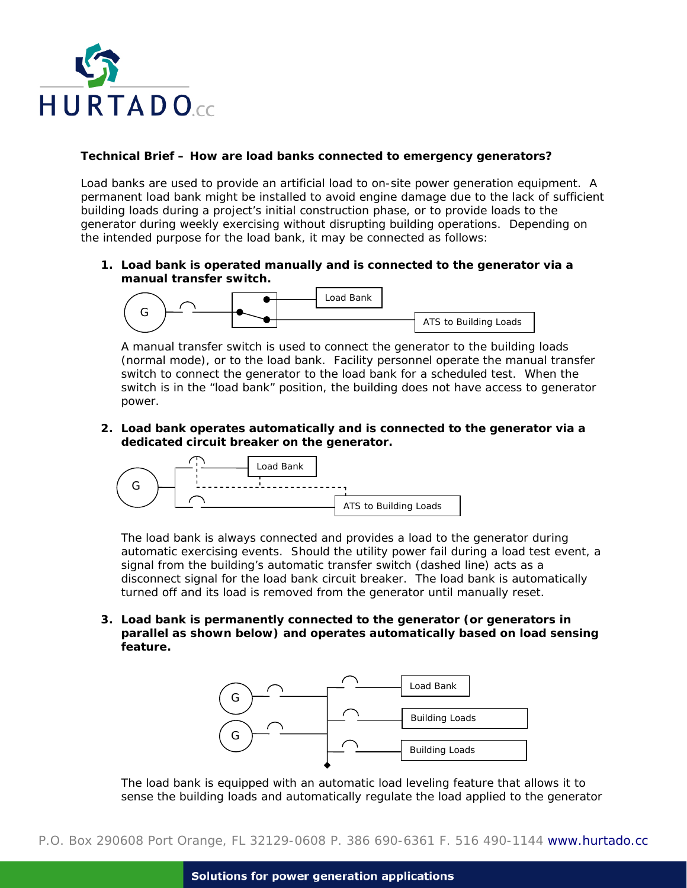**Technical Brief – How are load banks connected to emergency generators?**

Load banks are used to provide an artificial load to on-site power generation equipment. A permanent load bank might be installed to avoid engine damage due to the lack of sufficient building loads during a project's initial construction phase, or to provide loads to the generator during weekly exercising without disrupting building operations. Depending on the intended purpose for the load bank, it may be connected as follows:

1. **Load bank is operated manually and is connected to the generator via a manual transfer switch.**

   A manual transfer switch is used to connect the generator to the building loads (normal mode), or to the load bank. Facility personnel operate the manual transfer switch to connect the generator to the load bank for a scheduled test. When the switch is in the "load bank" position, the building does not have access to generator power.

2. **Load bank operates automatically and is connected to the generator via a dedicated circuit breaker on the generator.**

   The load bank is always connected and provides a load to the generator during automatic exercising events. Should the utility power fail during a load test event, a signal from the building's automatic transfer switch (dashed line) acts as a disconnect signal for the load bank circuit breaker. The load bank is automatically turned off and its load is removed from the generator until manually reset.

3. **Load bank is permanently connected to the generator (or generators in parallel as shown below) and operates automatically based on load sensing feature.**

   The load bank is equipped with an automatic load leveling feature that allows it to sense the building loads and automatically regulate the load applied to the generator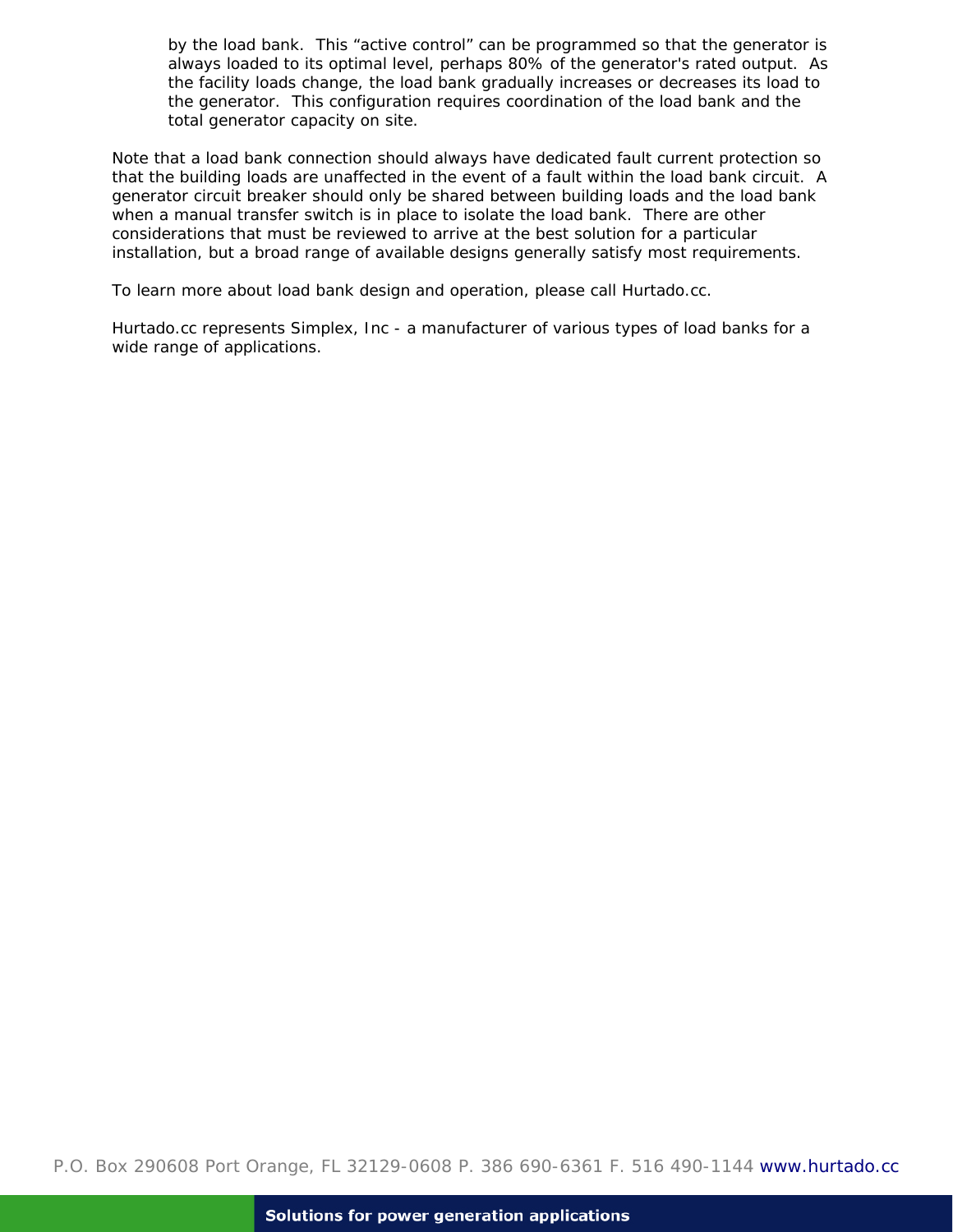by the load bank. This "active control" can be programmed so that the generator is always loaded to its optimal level, perhaps 80% of the generator's rated output. As the facility loads change, the load bank gradually increases or decreases its load to the generator. This configuration requires coordination of the load bank and the total generator capacity on site.

Note that a load bank connection should always have dedicated fault current protection so that the building loads are unaffected in the event of a fault within the load bank circuit. A generator circuit breaker should only be shared between building loads and the load bank when a manual transfer switch is in place to isolate the load bank. There are other considerations that must be reviewed to arrive at the best solution for a particular installation, but a broad range of available designs generally satisfy most requirements.

To learn more about load bank design and operation, please call Hurtado.cc.

Hurtado.cc represents Simplex, Inc - a manufacturer of various types of load banks for a wide range of applications.

P.O. Box 290608 Port Orange, FL 32129-0608 P. 386 690-6361 F. 516 490-1144 www.hurtado.cc

**Solutions for power generation applications**